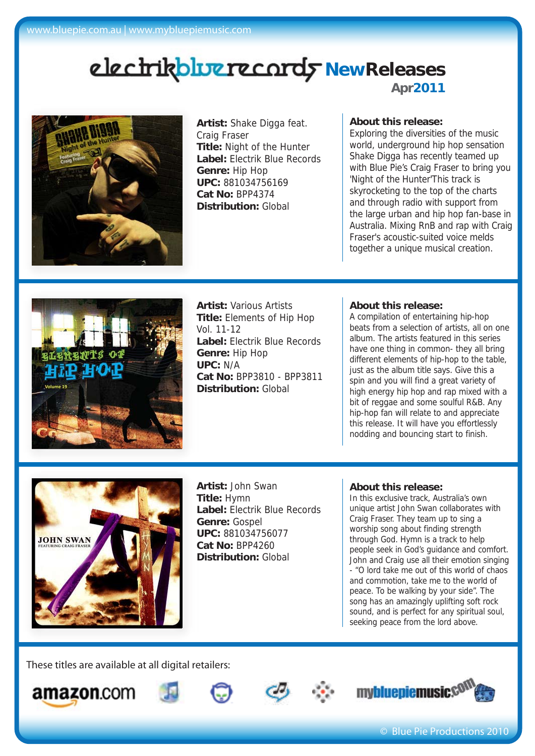# electrikbluerecords NewReleases

**Apr2011**

**Artist:** Shake Digga feat. Craig Fraser
**Title:** Night of the Hunter
**Label:** Electrik Blue Records
**Genre:** Hip Hop
**UPC:** 881034756169
**Cat No:** BPP4374
**Distribution:** Global

**About this release:**
Exploring the diversities of the music world, underground hip hop sensation Shake Digga has recently teamed up with Blue Pie's Craig Fraser to bring you 'Night of the Hunter'This track is skyrocketing to the top of the charts and through radio with support from the large urban and hip hop fan-base in Australia. Mixing RnB and rap with Craig Fraser's acoustic-suited voice melds together a unique musical creation.

---

**Artist:** Various Artists
**Title:** Elements of Hip Hop Vol. 11-12
**Label:** Electrik Blue Records
**Genre:** Hip Hop
**UPC:** N/A
**Cat No:** BPP3810 - BPP3811
**Distribution:** Global

**About this release:**
A compilation of entertaining hip-hop beats from a selection of artists, all on one album. The artists featured in this series have one thing in common- they all bring different elements of hip-hop to the table, just as the album title says. Give this a spin and you will find a great variety of high energy hip hop and rap mixed with a bit of reggae and some soulful R&B. Any hip-hop fan will relate to and appreciate this release. It will have you effortlessly nodding and bouncing start to finish.

---

**Artist:** John Swan
**Title:** Hymn
**Label:** Electrik Blue Records
**Genre:** Gospel
**UPC:** 881034756077
**Cat No:** BPP4260
**Distribution:** Global

**About this release:**
In this exclusive track, Australia's own unique artist John Swan collaborates with Craig Fraser. They team up to sing a worship song about finding strength through God. Hymn is a track to help people seek in God's guidance and comfort. John and Craig use all their emotion singing - "O lord take me out of this world of chaos and commotion, take me to the world of peace. To be walking by your side". The song has an amazingly uplifting soft rock sound, and is perfect for any spiritual soul, seeking peace from the lord above.

---

These titles are available at all digital retailers:

amazon.com mybluepiemusic.com

© Blue Pie Productions 2010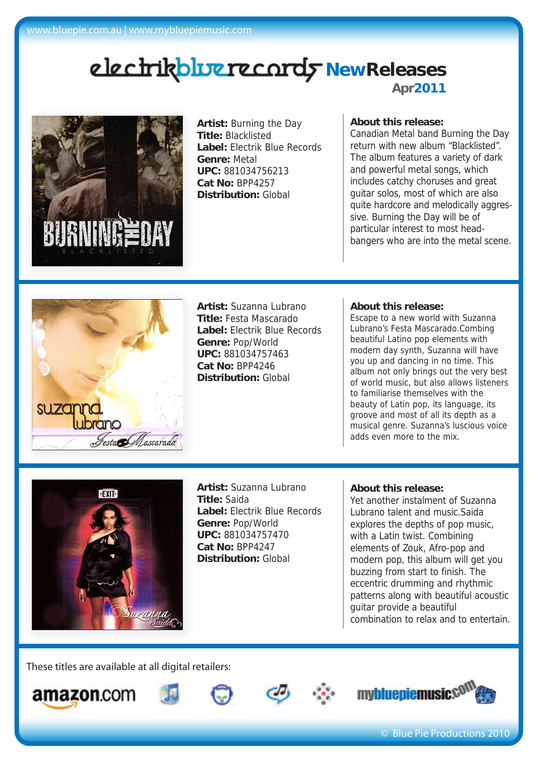www.bluepie.com.au | www.mybluepiemusic.com

# electrikbluerecords NewReleases

**Apr2011**

**Artist:** Burning the Day
**Title:** Blacklisted
**Label:** Electrik Blue Records
**Genre:** Metal
**UPC:** 881034756213
**Cat No:** BPP4257
**Distribution:** Global

**About this release:**
Canadian Metal band Burning the Day return with new album "Blacklisted". The album features a variety of dark and powerful metal songs, which includes catchy choruses and great guitar solos, most of which are also quite hardcore and melodically aggressive. Burning the Day will be of particular interest to most head-bangers who are into the metal scene.

---

**Artist:** Suzanna Lubrano
**Title:** Festa Mascarado
**Label:** Electrik Blue Records
**Genre:** Pop/World
**UPC:** 881034757463
**Cat No:** BPP4246
**Distribution:** Global

**About this release:**
Escape to a new world with Suzanna Lubrano's Festa Mascarado.Combing beautiful Latino pop elements with modern day synth, Suzanna will have you up and dancing in no time. This album not only brings out the very best of world music, but also allows listeners to familiarise themselves with the beauty of Latin pop, its language, its groove and most of all its depth as a musical genre. Suzanna's luscious voice adds even more to the mix.

---

**Artist:** Suzanna Lubrano
**Title:** Saida
**Label:** Electrik Blue Records
**Genre:** Pop/World
**UPC:** 881034757470
**Cat No:** BPP4247
**Distribution:** Global

**About this release:**
Yet another instalment of Suzanna Lubrano talent and music.Saida explores the depths of pop music, with a Latin twist. Combining elements of Zouk, Afro-pop and modern pop, this album will get you buzzing from start to finish. The eccentric drumming and rhythmic patterns along with beautiful acoustic guitar provide a beautiful combination to relax and to entertain.

---

These titles are available at all digital retailers:

amazon.com mybluepiemusic.com

© Blue Pie Productions 2010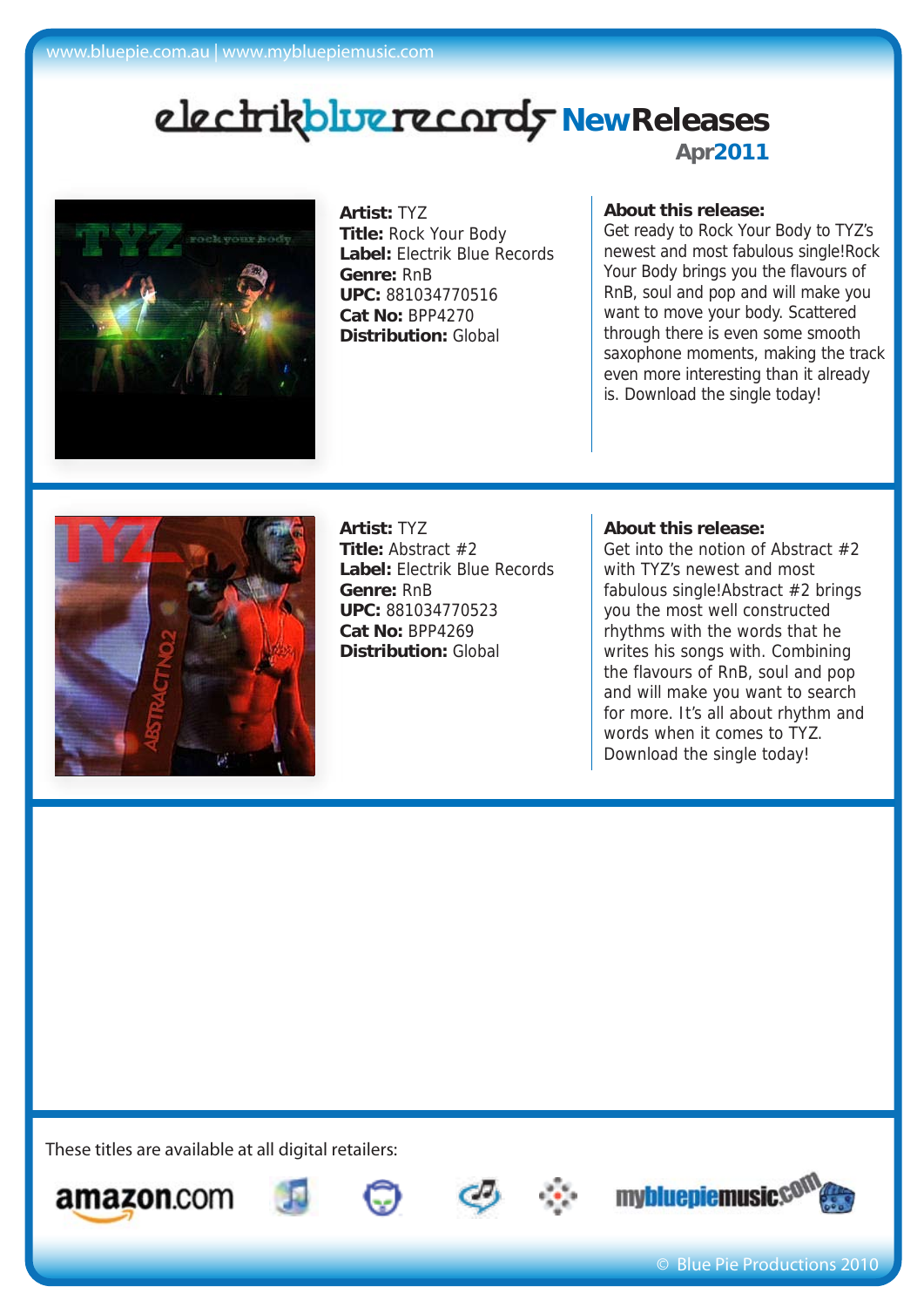# electrikbluerecords NewReleases

## Apr2011

**Artist:** TYZ
**Title:** Rock Your Body
**Label:** Electrik Blue Records
**Genre:** RnB
**UPC:** 881034770516
**Cat No:** BPP4270
**Distribution:** Global

**About this release:**
Get ready to Rock Your Body to TYZ's newest and most fabulous single!Rock Your Body brings you the flavours of RnB, soul and pop and will make you want to move your body. Scattered through there is even some smooth saxophone moments, making the track even more interesting than it already is. Download the single today!

**Artist:** TYZ
**Title:** Abstract #2
**Label:** Electrik Blue Records
**Genre:** RnB
**UPC:** 881034770523
**Cat No:** BPP4269
**Distribution:** Global

**About this release:**
Get into the notion of Abstract #2 with TYZ's newest and most fabulous single!Abstract #2 brings you the most well constructed rhythms with the words that he writes his songs with. Combining the flavours of RnB, soul and pop and will make you want to search for more. It's all about rhythm and words when it comes to TYZ. Download the single today!

These titles are available at all digital retailers:

amazon.com mybluepiemusic.com